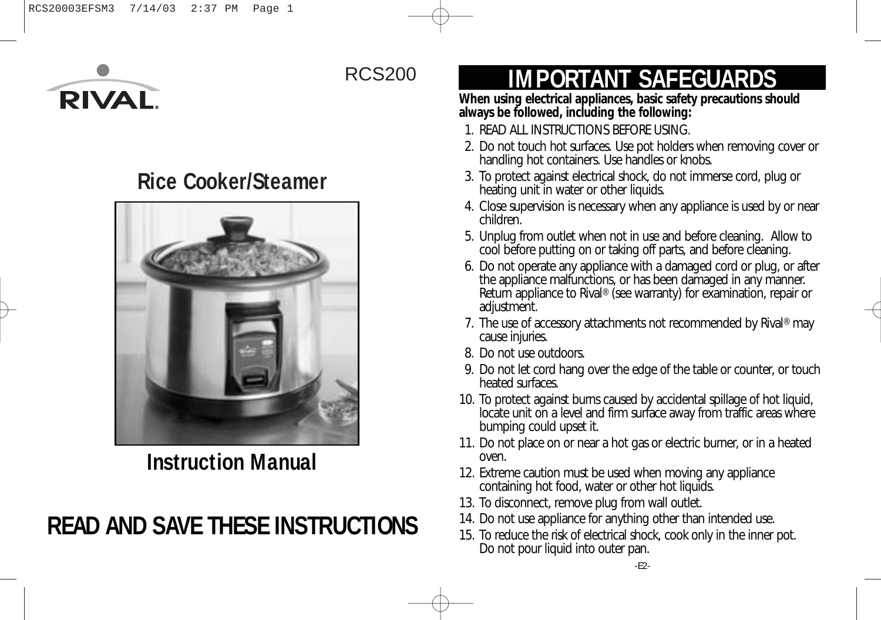RIVAL

RCS200

# Rice Cooker/Steamer

# Instruction Manual

# READ AND SAVE THESE INSTRUCTIONS

# IMPORTANT SAFEGUARDS

**When using electrical appliances, basic safety precautions should always be followed, including the following:**

1. READ ALL INSTRUCTIONS BEFORE USING.
2. Do not touch hot surfaces. Use pot holders when removing cover or handling hot containers. Use handles or knobs.
3. To protect against electrical shock, do not immerse cord, plug or heating unit in water or other liquids.
4. Close supervision is necessary when any appliance is used by or near children.
5. Unplug from outlet when not in use and before cleaning. Allow to cool before putting on or taking off parts, and before cleaning.
6. Do not operate any appliance with a damaged cord or plug, or after the appliance malfunctions, or has been damaged in any manner. Return appliance to Rival® (see warranty) for examination, repair or adjustment.
7. The use of accessory attachments not recommended by Rival® may cause injuries.
8. Do not use outdoors.
9. Do not let cord hang over the edge of the table or counter, or touch heated surfaces.
10. To protect against burns caused by accidental spillage of hot liquid, locate unit on a level and firm surface away from traffic areas where bumping could upset it.
11. Do not place on or near a hot gas or electric burner, or in a heated oven.
12. Extreme caution must be used when moving any appliance containing hot food, water or other hot liquids.
13. To disconnect, remove plug from wall outlet.
14. Do not use appliance for anything other than intended use.
15. To reduce the risk of electrical shock, cook only in the inner pot. Do not pour liquid into outer pan.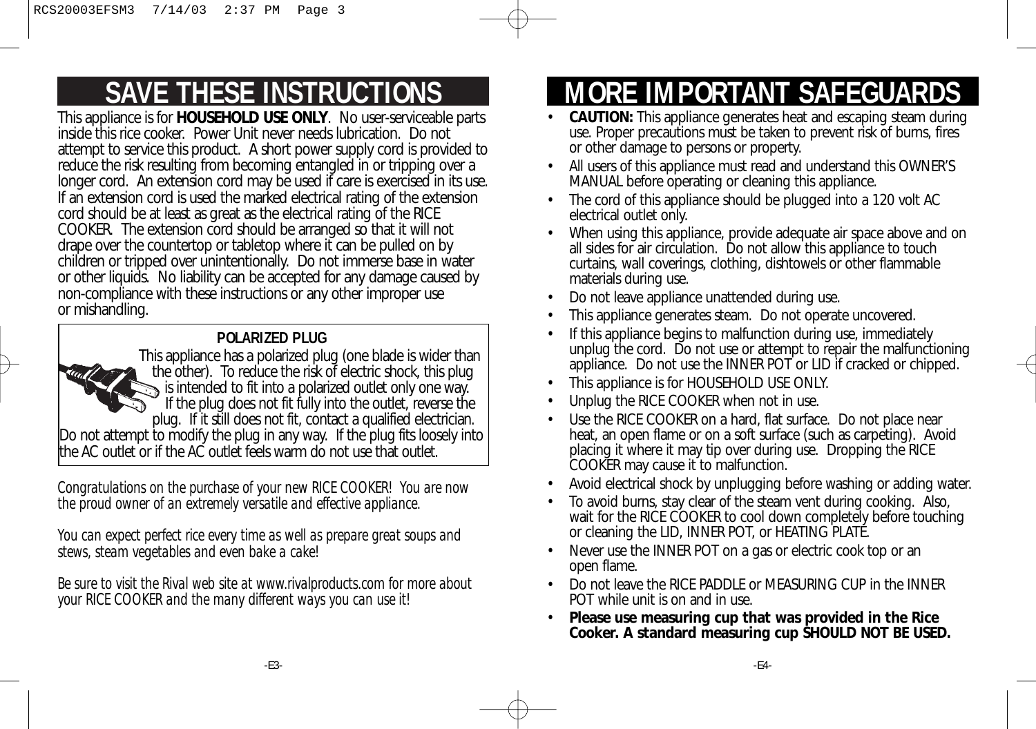# SAVE THESE INSTRUCTIONS

This appliance is for **HOUSEHOLD USE ONLY**. No user-serviceable parts inside this rice cooker. Power Unit never needs lubrication. Do not attempt to service this product. A short power supply cord is provided to reduce the risk resulting from becoming entangled in or tripping over a longer cord. An extension cord may be used if care is exercised in its use. If an extension cord is used the marked electrical rating of the extension cord should be at least as great as the electrical rating of the RICE COOKER. The extension cord should be arranged so that it will not drape over the countertop or tabletop where it can be pulled on by children or tripped over unintentionally. Do not immerse base in water or other liquids. No liability can be accepted for any damage caused by non-compliance with these instructions or any other improper use or mishandling.

**POLARIZED PLUG**

This appliance has a polarized plug (one blade is wider than the other). To reduce the risk of electric shock, this plug is intended to fit into a polarized outlet only one way. If the plug does not fit fully into the outlet, reverse the plug. If it still does not fit, contact a qualified electrician. Do not attempt to modify the plug in any way. If the plug fits loosely into the AC outlet or if the AC outlet feels warm do not use that outlet.

*Congratulations on the purchase of your new RICE COOKER! You are now the proud owner of an extremely versatile and effective appliance.*

*You can expect perfect rice every time as well as prepare great soups and stews, steam vegetables and even bake a cake!*

*Be sure to visit the Rival web site at www.rivalproducts.com for more about your RICE COOKER and the many different ways you can use it!*

# MORE IMPORTANT SAFEGUARDS

- **CAUTION:** This appliance generates heat and escaping steam during use. Proper precautions must be taken to prevent risk of burns, fires or other damage to persons or property.
- All users of this appliance must read and understand this OWNER'S MANUAL before operating or cleaning this appliance.
- The cord of this appliance should be plugged into a 120 volt AC electrical outlet only.
- When using this appliance, provide adequate air space above and on all sides for air circulation. Do not allow this appliance to touch curtains, wall coverings, clothing, dishtowels or other flammable materials during use.
- Do not leave appliance unattended during use.
- This appliance generates steam. Do not operate uncovered.
- If this appliance begins to malfunction during use, immediately unplug the cord. Do not use or attempt to repair the malfunctioning appliance. Do not use the INNER POT or LID if cracked or chipped.
- This appliance is for HOUSEHOLD USE ONLY.
- Unplug the RICE COOKER when not in use.
- Use the RICE COOKER on a hard, flat surface. Do not place near heat, an open flame or on a soft surface (such as carpeting). Avoid placing it where it may tip over during use. Dropping the RICE COOKER may cause it to malfunction.
- Avoid electrical shock by unplugging before washing or adding water.
- To avoid burns, stay clear of the steam vent during cooking. Also, wait for the RICE COOKER to cool down completely before touching or cleaning the LID, INNER POT, or HEATING PLATE.
- Never use the INNER POT on a gas or electric cook top or an open flame.
- Do not leave the RICE PADDLE or MEASURING CUP in the INNER POT while unit is on and in use.
- **Please use measuring cup that was provided in the Rice Cooker. A standard measuring cup SHOULD NOT BE USED.**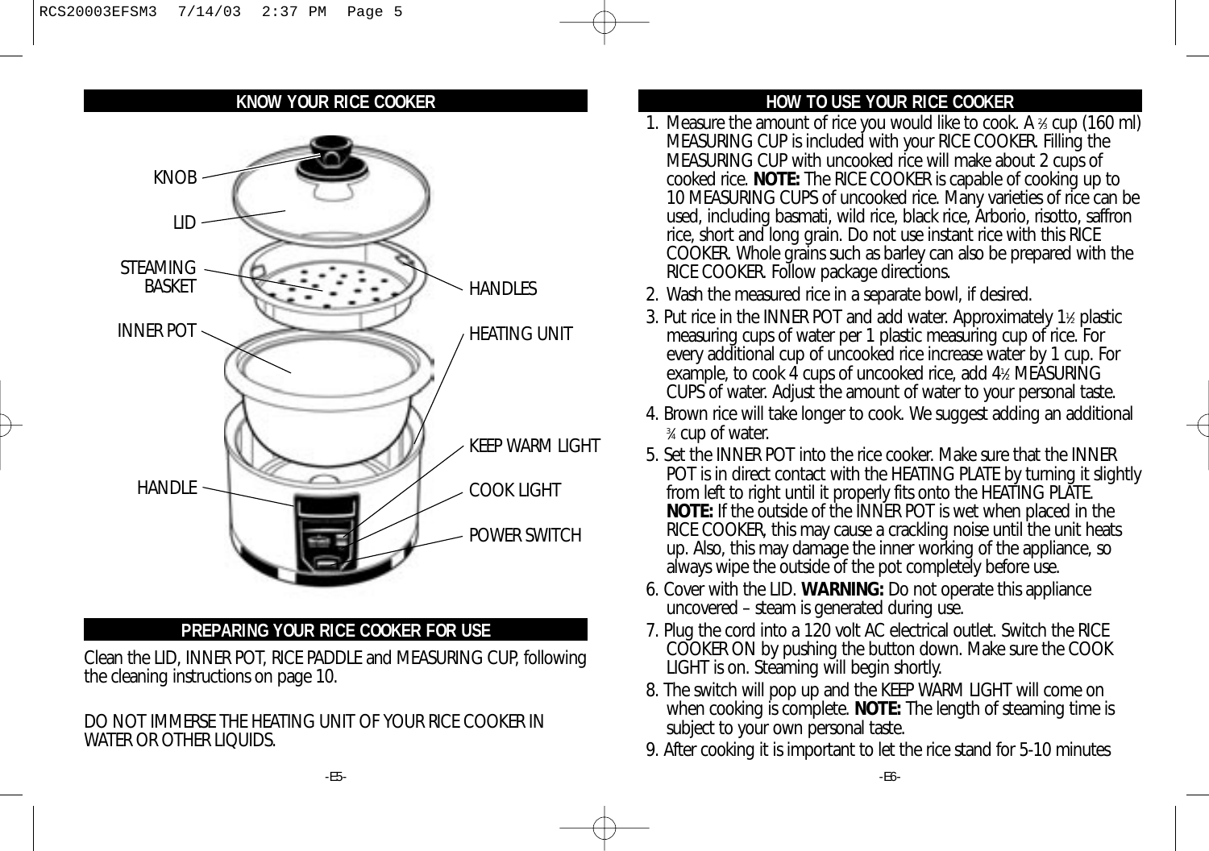## KNOW YOUR RICE COOKER

KNOB

LID

STEAMING BASKET

INNER POT

HANDLE

HANDLES

HEATING UNIT

KEEP WARM LIGHT

COOK LIGHT

POWER SWITCH

## PREPARING YOUR RICE COOKER FOR USE

Clean the LID, INNER POT, RICE PADDLE and MEASURING CUP, following the cleaning instructions on page 10.

DO NOT IMMERSE THE HEATING UNIT OF YOUR RICE COOKER IN WATER OR OTHER LIQUIDS.

## HOW TO USE YOUR RICE COOKER

1. Measure the amount of rice you would like to cook. A ⅔ cup (160 ml) MEASURING CUP is included with your RICE COOKER. Filling the MEASURING CUP with uncooked rice will make about 2 cups of cooked rice. **NOTE:** The RICE COOKER is capable of cooking up to 10 MEASURING CUPS of uncooked rice. Many varieties of rice can be used, including basmati, wild rice, black rice, Arborio, risotto, saffron rice, short and long grain. Do not use instant rice with this RICE COOKER. Whole grains such as barley can also be prepared with the RICE COOKER. Follow package directions.
2. Wash the measured rice in a separate bowl, if desired.
3. Put rice in the INNER POT and add water. Approximately 1½ plastic measuring cups of water per 1 plastic measuring cup of rice. For every additional cup of uncooked rice increase water by 1 cup. For example, to cook 4 cups of uncooked rice, add 4½ MEASURING CUPS of water. Adjust the amount of water to your personal taste.
4. Brown rice will take longer to cook. We suggest adding an additional ¾ cup of water.
5. Set the INNER POT into the rice cooker. Make sure that the INNER POT is in direct contact with the HEATING PLATE by turning it slightly from left to right until it properly fits onto the HEATING PLATE. **NOTE:** If the outside of the INNER POT is wet when placed in the RICE COOKER, this may cause a crackling noise until the unit heats up. Also, this may damage the inner working of the appliance, so always wipe the outside of the pot completely before use.
6. Cover with the LID. **WARNING:** Do not operate this appliance uncovered – steam is generated during use.
7. Plug the cord into a 120 volt AC electrical outlet. Switch the RICE COOKER ON by pushing the button down. Make sure the COOK LIGHT is on. Steaming will begin shortly.
8. The switch will pop up and the KEEP WARM LIGHT will come on when cooking is complete. **NOTE:** The length of steaming time is subject to your own personal taste.
9. After cooking it is important to let the rice stand for 5-10 minutes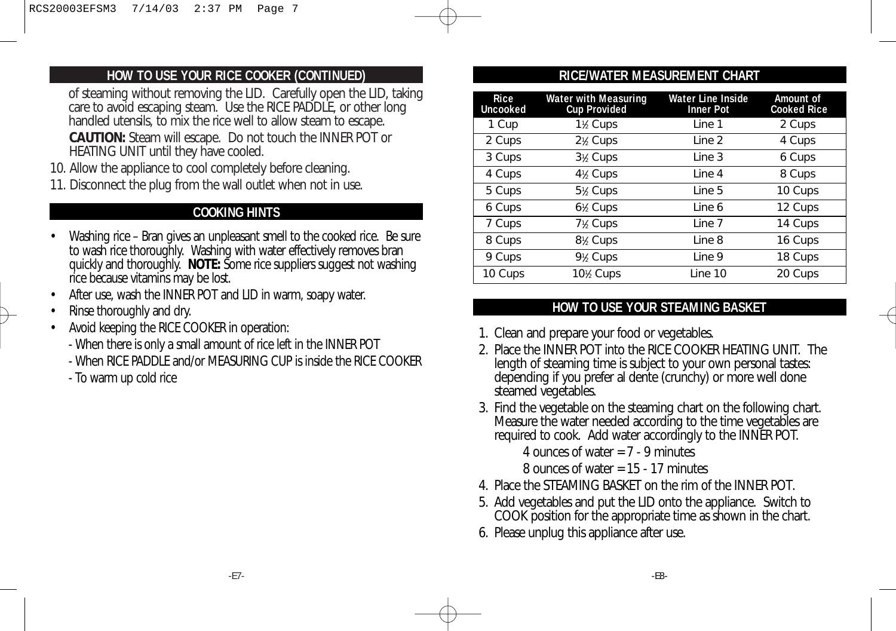## HOW TO USE YOUR RICE COOKER (CONTINUED)

of steaming without removing the LID. Carefully open the LID, taking care to avoid escaping steam. Use the RICE PADDLE, or other long handled utensils, to mix the rice well to allow steam to escape.

**CAUTION:** Steam will escape. Do not touch the INNER POT or HEATING UNIT until they have cooled.

10. Allow the appliance to cool completely before cleaning.
11. Disconnect the plug from the wall outlet when not in use.

## COOKING HINTS

- Washing rice – Bran gives an unpleasant smell to the cooked rice. Be sure to wash rice thoroughly. Washing with water effectively removes bran quickly and thoroughly. **NOTE:** Some rice suppliers suggest not washing rice because vitamins may be lost.
- After use, wash the INNER POT and LID in warm, soapy water.
- Rinse thoroughly and dry.
- Avoid keeping the RICE COOKER in operation:
  - When there is only a small amount of rice left in the INNER POT
  - When RICE PADDLE and/or MEASURING CUP is inside the RICE COOKER
  - To warm up cold rice

## RICE/WATER MEASUREMENT CHART

| Rice Uncooked | Water with Measuring Cup Provided | Water Line Inside Inner Pot | Amount of Cooked Rice |
|---|---|---|---|
| 1 Cup | 1½ Cups | Line 1 | 2 Cups |
| 2 Cups | 2½ Cups | Line 2 | 4 Cups |
| 3 Cups | 3½ Cups | Line 3 | 6 Cups |
| 4 Cups | 4½ Cups | Line 4 | 8 Cups |
| 5 Cups | 5½ Cups | Line 5 | 10 Cups |
| 6 Cups | 6½ Cups | Line 6 | 12 Cups |
| 7 Cups | 7½ Cups | Line 7 | 14 Cups |
| 8 Cups | 8½ Cups | Line 8 | 16 Cups |
| 9 Cups | 9½ Cups | Line 9 | 18 Cups |
| 10 Cups | 10½ Cups | Line 10 | 20 Cups |

## HOW TO USE YOUR STEAMING BASKET

1. Clean and prepare your food or vegetables.
2. Place the INNER POT into the RICE COOKER HEATING UNIT. The length of steaming time is subject to your own personal tastes: depending if you prefer al dente (crunchy) or more well done steamed vegetables.
3. Find the vegetable on the steaming chart on the following chart. Measure the water needed according to the time vegetables are required to cook. Add water accordingly to the INNER POT.

   4 ounces of water = 7 - 9 minutes

   8 ounces of water = 15 - 17 minutes
4. Place the STEAMING BASKET on the rim of the INNER POT.
5. Add vegetables and put the LID onto the appliance. Switch to COOK position for the appropriate time as shown in the chart.
6. Please unplug this appliance after use.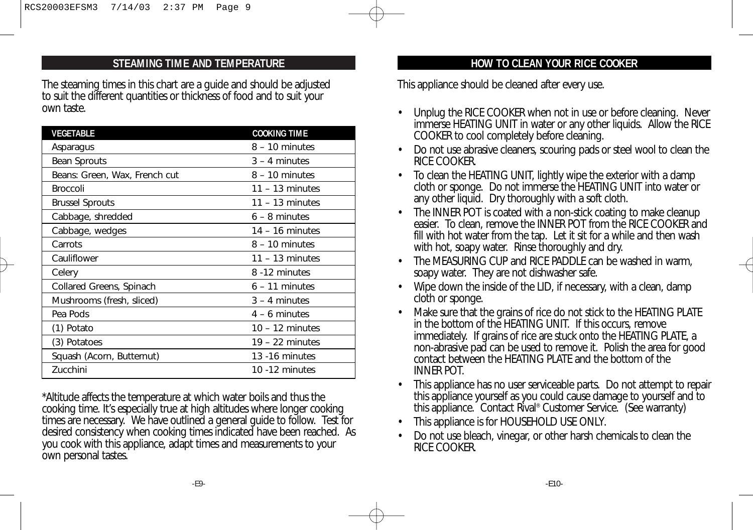## STEAMING TIME AND TEMPERATURE

The steaming times in this chart are a guide and should be adjusted to suit the different quantities or thickness of food and to suit your own taste.

| VEGETABLE | COOKING TIME |
|---|---|
| Asparagus | 8 – 10 minutes |
| Bean Sprouts | 3 – 4 minutes |
| Beans: Green, Wax, French cut | 8 – 10 minutes |
| Broccoli | 11 – 13 minutes |
| Brussel Sprouts | 11 – 13 minutes |
| Cabbage, shredded | 6 – 8 minutes |
| Cabbage, wedges | 14 – 16 minutes |
| Carrots | 8 – 10 minutes |
| Cauliflower | 11 – 13 minutes |
| Celery | 8 -12 minutes |
| Collared Greens, Spinach | 6 – 11 minutes |
| Mushrooms (fresh, sliced) | 3 – 4 minutes |
| Pea Pods | 4 – 6 minutes |
| (1) Potato | 10 – 12 minutes |
| (3) Potatoes | 19 – 22 minutes |
| Squash (Acorn, Butternut) | 13 -16 minutes |
| Zucchini | 10 -12 minutes |

*Altitude affects the temperature at which water boils and thus the cooking time. It's especially true at high altitudes where longer cooking times are necessary. We have outlined a general guide to follow. Test for desired consistency when cooking times indicated have been reached. As you cook with this appliance, adapt times and measurements to your own personal tastes.

## HOW TO CLEAN YOUR RICE COOKER

This appliance should be cleaned after every use.

- Unplug the RICE COOKER when not in use or before cleaning. Never immerse HEATING UNIT in water or any other liquids. Allow the RICE COOKER to cool completely before cleaning.
- Do not use abrasive cleaners, scouring pads or steel wool to clean the RICE COOKER.
- To clean the HEATING UNIT, lightly wipe the exterior with a damp cloth or sponge. Do not immerse the HEATING UNIT into water or any other liquid. Dry thoroughly with a soft cloth.
- The INNER POT is coated with a non-stick coating to make cleanup easier. To clean, remove the INNER POT from the RICE COOKER and fill with hot water from the tap. Let it sit for a while and then wash with hot, soapy water. Rinse thoroughly and dry.
- The MEASURING CUP and RICE PADDLE can be washed in warm, soapy water. They are not dishwasher safe.
- Wipe down the inside of the LID, if necessary, with a clean, damp cloth or sponge.
- Make sure that the grains of rice do not stick to the HEATING PLATE in the bottom of the HEATING UNIT. If this occurs, remove immediately. If grains of rice are stuck onto the HEATING PLATE, a non-abrasive pad can be used to remove it. Polish the area for good contact between the HEATING PLATE and the bottom of the INNER POT.
- This appliance has no user serviceable parts. Do not attempt to repair this appliance yourself as you could cause damage to yourself and to this appliance. Contact Rival® Customer Service. (See warranty)
- This appliance is for HOUSEHOLD USE ONLY.
- Do not use bleach, vinegar, or other harsh chemicals to clean the RICE COOKER.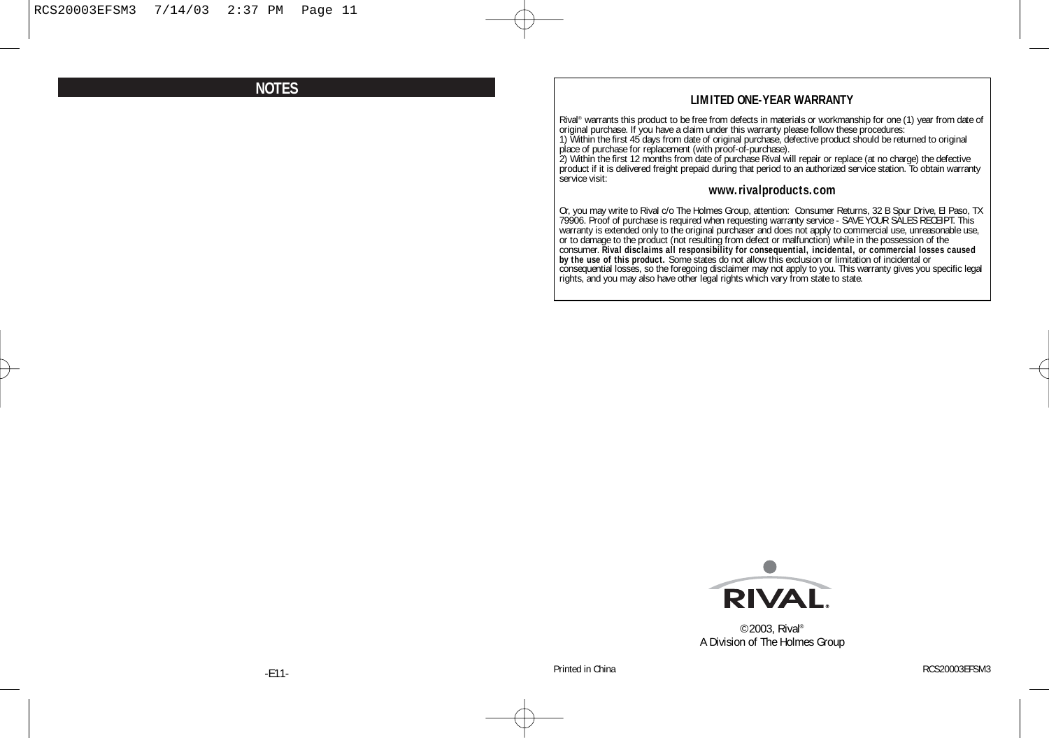## NOTES

## LIMITED ONE-YEAR WARRANTY

Rival® warrants this product to be free from defects in materials or workmanship for one (1) year from date of original purchase. If you have a claim under this warranty please follow these procedures:
1) Within the first 45 days from date of original purchase, defective product should be returned to original place of purchase for replacement (with proof-of-purchase).
2) Within the first 12 months from date of purchase Rival will repair or replace (at no charge) the defective product if it is delivered freight prepaid during that period to an authorized service station. To obtain warranty service visit:

**www.rivalproducts.com**

Or, you may write to Rival c/o The Holmes Group, attention: Consumer Returns, 32 B Spur Drive, El Paso, TX 79906. Proof of purchase is required when requesting warranty service - SAVE YOUR SALES RECEIPT. This warranty is extended only to the original purchaser and does not apply to commercial use, unreasonable use, or to damage to the product (not resulting from defect or malfunction) while in the possession of the consumer. **Rival disclaims all responsibility for consequential, incidental, or commercial losses caused by the use of this product.** Some states do not allow this exclusion or limitation of incidental or consequential losses, so the foregoing disclaimer may not apply to you. This warranty gives you specific legal rights, and you may also have other legal rights which vary from state to state.

RIVAL®

©2003, Rival®
A Division of The Holmes Group

Printed in China

RCS20003EFSM3